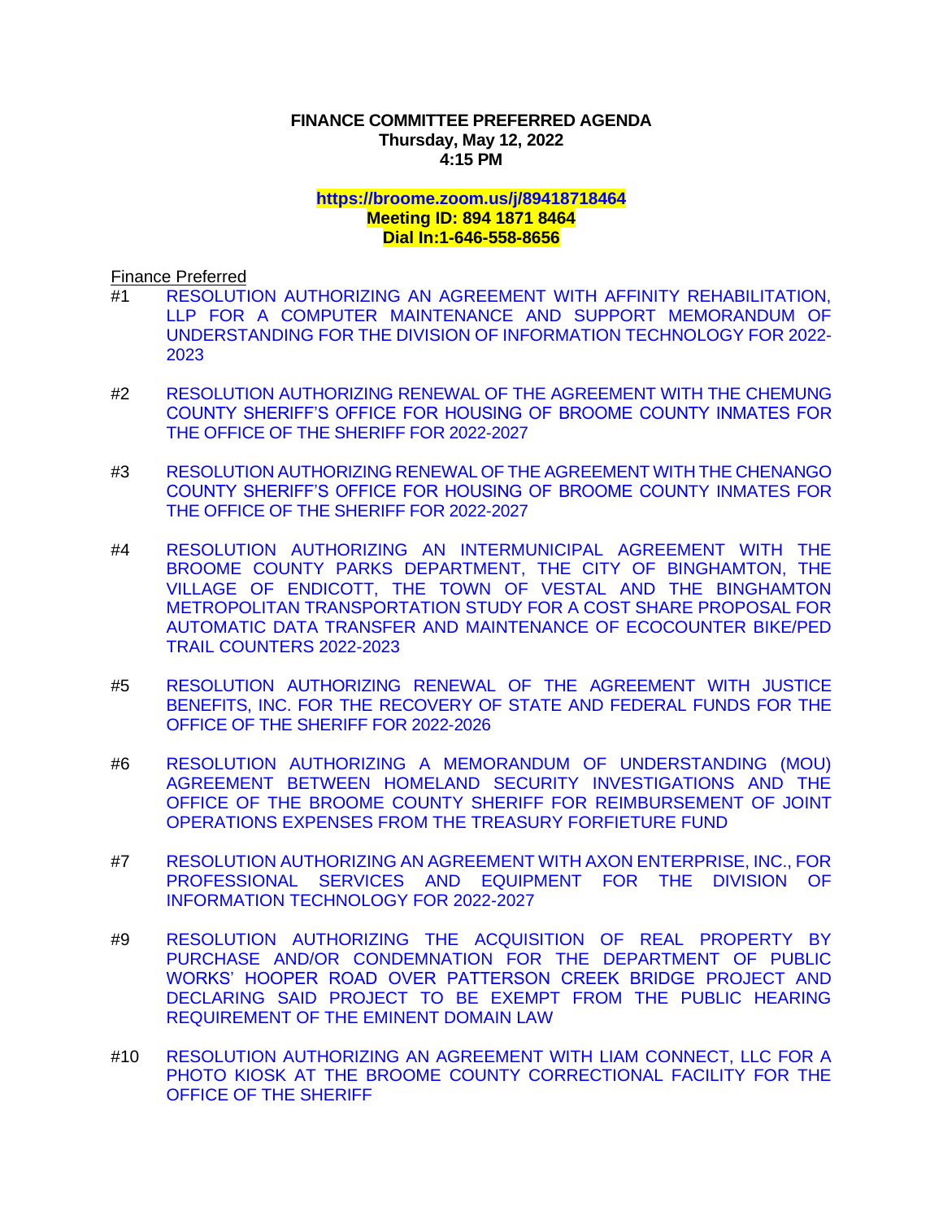**FINANCE COMMITTEE PREFERRED AGENDA**
**Thursday, May 12, 2022**
**4:15 PM**

**https://broome.zoom.us/j/89418718464**
**Meeting ID: 894 1871 8464**
**Dial In:1-646-558-8656**

Finance Preferred

#1 RESOLUTION AUTHORIZING AN AGREEMENT WITH AFFINITY REHABILITATION, LLP FOR A COMPUTER MAINTENANCE AND SUPPORT MEMORANDUM OF UNDERSTANDING FOR THE DIVISION OF INFORMATION TECHNOLOGY FOR 2022-2023

#2 RESOLUTION AUTHORIZING RENEWAL OF THE AGREEMENT WITH THE CHEMUNG COUNTY SHERIFF'S OFFICE FOR HOUSING OF BROOME COUNTY INMATES FOR THE OFFICE OF THE SHERIFF FOR 2022-2027

#3 RESOLUTION AUTHORIZING RENEWAL OF THE AGREEMENT WITH THE CHENANGO COUNTY SHERIFF'S OFFICE FOR HOUSING OF BROOME COUNTY INMATES FOR THE OFFICE OF THE SHERIFF FOR 2022-2027

#4 RESOLUTION AUTHORIZING AN INTERMUNICIPAL AGREEMENT WITH THE BROOME COUNTY PARKS DEPARTMENT, THE CITY OF BINGHAMTON, THE VILLAGE OF ENDICOTT, THE TOWN OF VESTAL AND THE BINGHAMTON METROPOLITAN TRANSPORTATION STUDY FOR A COST SHARE PROPOSAL FOR AUTOMATIC DATA TRANSFER AND MAINTENANCE OF ECOCOUNTER BIKE/PED TRAIL COUNTERS 2022-2023

#5 RESOLUTION AUTHORIZING RENEWAL OF THE AGREEMENT WITH JUSTICE BENEFITS, INC. FOR THE RECOVERY OF STATE AND FEDERAL FUNDS FOR THE OFFICE OF THE SHERIFF FOR 2022-2026

#6 RESOLUTION AUTHORIZING A MEMORANDUM OF UNDERSTANDING (MOU) AGREEMENT BETWEEN HOMELAND SECURITY INVESTIGATIONS AND THE OFFICE OF THE BROOME COUNTY SHERIFF FOR REIMBURSEMENT OF JOINT OPERATIONS EXPENSES FROM THE TREASURY FORFIETURE FUND

#7 RESOLUTION AUTHORIZING AN AGREEMENT WITH AXON ENTERPRISE, INC., FOR PROFESSIONAL SERVICES AND EQUIPMENT FOR THE DIVISION OF INFORMATION TECHNOLOGY FOR 2022-2027

#9 RESOLUTION AUTHORIZING THE ACQUISITION OF REAL PROPERTY BY PURCHASE AND/OR CONDEMNATION FOR THE DEPARTMENT OF PUBLIC WORKS' HOOPER ROAD OVER PATTERSON CREEK BRIDGE PROJECT AND DECLARING SAID PROJECT TO BE EXEMPT FROM THE PUBLIC HEARING REQUIREMENT OF THE EMINENT DOMAIN LAW

#10 RESOLUTION AUTHORIZING AN AGREEMENT WITH LIAM CONNECT, LLC FOR A PHOTO KIOSK AT THE BROOME COUNTY CORRECTIONAL FACILITY FOR THE OFFICE OF THE SHERIFF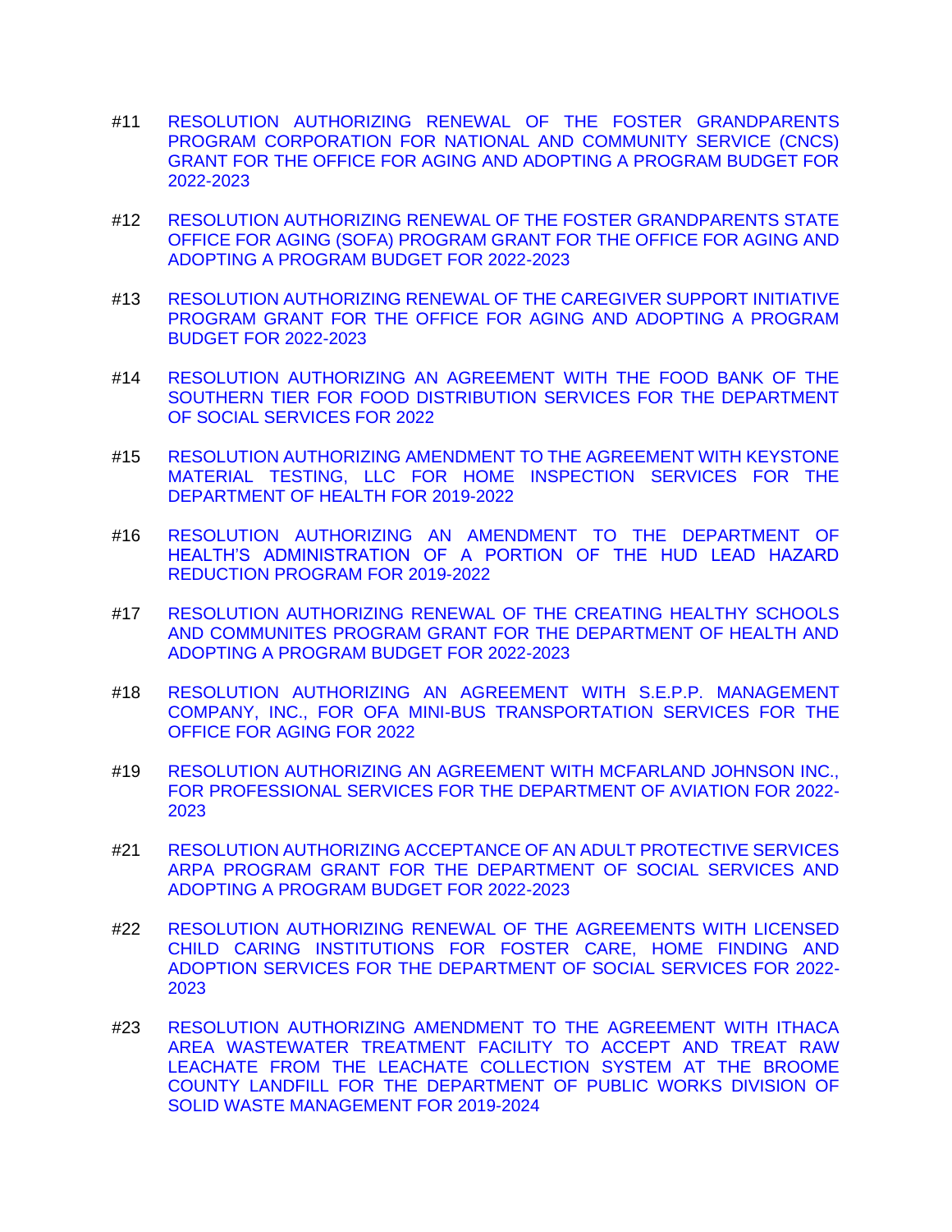#11 RESOLUTION AUTHORIZING RENEWAL OF THE FOSTER GRANDPARENTS PROGRAM CORPORATION FOR NATIONAL AND COMMUNITY SERVICE (CNCS) GRANT FOR THE OFFICE FOR AGING AND ADOPTING A PROGRAM BUDGET FOR 2022-2023

#12 RESOLUTION AUTHORIZING RENEWAL OF THE FOSTER GRANDPARENTS STATE OFFICE FOR AGING (SOFA) PROGRAM GRANT FOR THE OFFICE FOR AGING AND ADOPTING A PROGRAM BUDGET FOR 2022-2023

#13 RESOLUTION AUTHORIZING RENEWAL OF THE CAREGIVER SUPPORT INITIATIVE PROGRAM GRANT FOR THE OFFICE FOR AGING AND ADOPTING A PROGRAM BUDGET FOR 2022-2023

#14 RESOLUTION AUTHORIZING AN AGREEMENT WITH THE FOOD BANK OF THE SOUTHERN TIER FOR FOOD DISTRIBUTION SERVICES FOR THE DEPARTMENT OF SOCIAL SERVICES FOR 2022

#15 RESOLUTION AUTHORIZING AMENDMENT TO THE AGREEMENT WITH KEYSTONE MATERIAL TESTING, LLC FOR HOME INSPECTION SERVICES FOR THE DEPARTMENT OF HEALTH FOR 2019-2022

#16 RESOLUTION AUTHORIZING AN AMENDMENT TO THE DEPARTMENT OF HEALTH'S ADMINISTRATION OF A PORTION OF THE HUD LEAD HAZARD REDUCTION PROGRAM FOR 2019-2022

#17 RESOLUTION AUTHORIZING RENEWAL OF THE CREATING HEALTHY SCHOOLS AND COMMUNITES PROGRAM GRANT FOR THE DEPARTMENT OF HEALTH AND ADOPTING A PROGRAM BUDGET FOR 2022-2023

#18 RESOLUTION AUTHORIZING AN AGREEMENT WITH S.E.P.P. MANAGEMENT COMPANY, INC., FOR OFA MINI-BUS TRANSPORTATION SERVICES FOR THE OFFICE FOR AGING FOR 2022

#19 RESOLUTION AUTHORIZING AN AGREEMENT WITH MCFARLAND JOHNSON INC., FOR PROFESSIONAL SERVICES FOR THE DEPARTMENT OF AVIATION FOR 2022-2023

#21 RESOLUTION AUTHORIZING ACCEPTANCE OF AN ADULT PROTECTIVE SERVICES ARPA PROGRAM GRANT FOR THE DEPARTMENT OF SOCIAL SERVICES AND ADOPTING A PROGRAM BUDGET FOR 2022-2023

#22 RESOLUTION AUTHORIZING RENEWAL OF THE AGREEMENTS WITH LICENSED CHILD CARING INSTITUTIONS FOR FOSTER CARE, HOME FINDING AND ADOPTION SERVICES FOR THE DEPARTMENT OF SOCIAL SERVICES FOR 2022-2023

#23 RESOLUTION AUTHORIZING AMENDMENT TO THE AGREEMENT WITH ITHACA AREA WASTEWATER TREATMENT FACILITY TO ACCEPT AND TREAT RAW LEACHATE FROM THE LEACHATE COLLECTION SYSTEM AT THE BROOME COUNTY LANDFILL FOR THE DEPARTMENT OF PUBLIC WORKS DIVISION OF SOLID WASTE MANAGEMENT FOR 2019-2024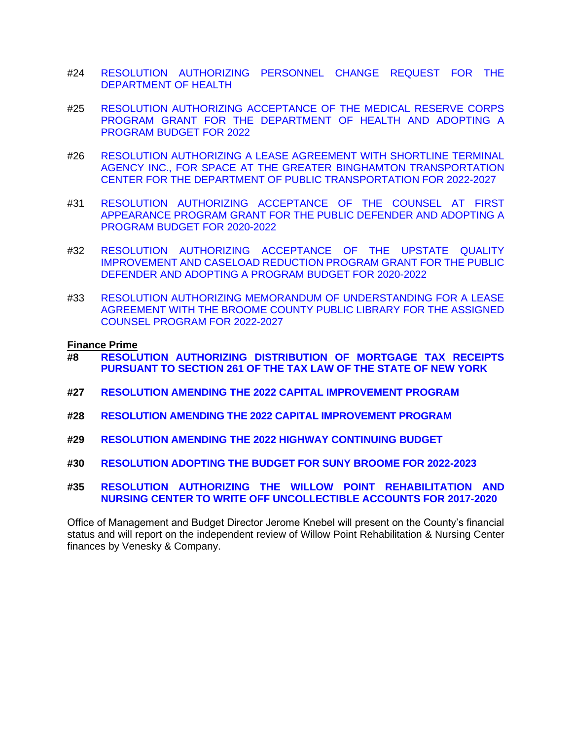#24 RESOLUTION AUTHORIZING PERSONNEL CHANGE REQUEST FOR THE DEPARTMENT OF HEALTH

#25 RESOLUTION AUTHORIZING ACCEPTANCE OF THE MEDICAL RESERVE CORPS PROGRAM GRANT FOR THE DEPARTMENT OF HEALTH AND ADOPTING A PROGRAM BUDGET FOR 2022

#26 RESOLUTION AUTHORIZING A LEASE AGREEMENT WITH SHORTLINE TERMINAL AGENCY INC., FOR SPACE AT THE GREATER BINGHAMTON TRANSPORTATION CENTER FOR THE DEPARTMENT OF PUBLIC TRANSPORTATION FOR 2022-2027

#31 RESOLUTION AUTHORIZING ACCEPTANCE OF THE COUNSEL AT FIRST APPEARANCE PROGRAM GRANT FOR THE PUBLIC DEFENDER AND ADOPTING A PROGRAM BUDGET FOR 2020-2022

#32 RESOLUTION AUTHORIZING ACCEPTANCE OF THE UPSTATE QUALITY IMPROVEMENT AND CASELOAD REDUCTION PROGRAM GRANT FOR THE PUBLIC DEFENDER AND ADOPTING A PROGRAM BUDGET FOR 2020-2022

#33 RESOLUTION AUTHORIZING MEMORANDUM OF UNDERSTANDING FOR A LEASE AGREEMENT WITH THE BROOME COUNTY PUBLIC LIBRARY FOR THE ASSIGNED COUNSEL PROGRAM FOR 2022-2027

**Finance Prime**

**#8 RESOLUTION AUTHORIZING DISTRIBUTION OF MORTGAGE TAX RECEIPTS PURSUANT TO SECTION 261 OF THE TAX LAW OF THE STATE OF NEW YORK**

**#27 RESOLUTION AMENDING THE 2022 CAPITAL IMPROVEMENT PROGRAM**

**#28 RESOLUTION AMENDING THE 2022 CAPITAL IMPROVEMENT PROGRAM**

**#29 RESOLUTION AMENDING THE 2022 HIGHWAY CONTINUING BUDGET**

**#30 RESOLUTION ADOPTING THE BUDGET FOR SUNY BROOME FOR 2022-2023**

**#35 RESOLUTION AUTHORIZING THE WILLOW POINT REHABILITATION AND NURSING CENTER TO WRITE OFF UNCOLLECTIBLE ACCOUNTS FOR 2017-2020**

Office of Management and Budget Director Jerome Knebel will present on the County's financial status and will report on the independent review of Willow Point Rehabilitation & Nursing Center finances by Venesky & Company.